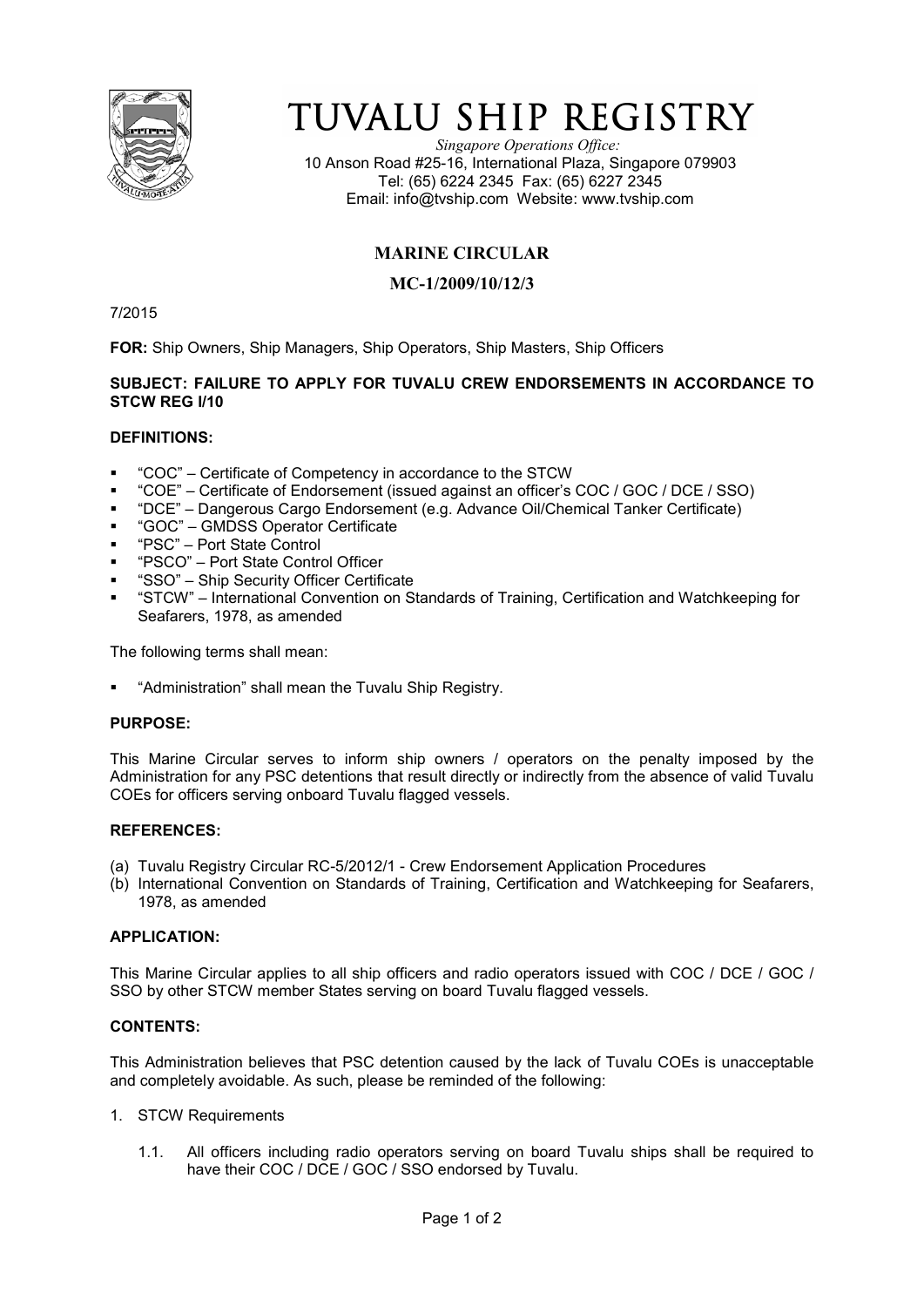# TUVALU SHIP REGISTRY

*Singapore Operations Office:*
10 Anson Road #25-16, International Plaza, Singapore 079903
Tel: (65) 6224 2345 Fax: (65) 6227 2345
Email: info@tvship.com Website: www.tvship.com

## MARINE CIRCULAR

## MC-1/2009/10/12/3

7/2015

**FOR:** Ship Owners, Ship Managers, Ship Operators, Ship Masters, Ship Officers

**SUBJECT: FAILURE TO APPLY FOR TUVALU CREW ENDORSEMENTS IN ACCORDANCE TO STCW REG I/10**

**DEFINITIONS:**

- "COC" – Certificate of Competency in accordance to the STCW
- "COE" – Certificate of Endorsement (issued against an officer's COC / GOC / DCE / SSO)
- "DCE" – Dangerous Cargo Endorsement (e.g. Advance Oil/Chemical Tanker Certificate)
- "GOC" – GMDSS Operator Certificate
- "PSC" – Port State Control
- "PSCO" – Port State Control Officer
- "SSO" – Ship Security Officer Certificate
- "STCW" – International Convention on Standards of Training, Certification and Watchkeeping for Seafarers, 1978, as amended

The following terms shall mean:

- "Administration" shall mean the Tuvalu Ship Registry.

**PURPOSE:**

This Marine Circular serves to inform ship owners / operators on the penalty imposed by the Administration for any PSC detentions that result directly or indirectly from the absence of valid Tuvalu COEs for officers serving onboard Tuvalu flagged vessels.

**REFERENCES:**

(a) Tuvalu Registry Circular RC-5/2012/1 - Crew Endorsement Application Procedures
(b) International Convention on Standards of Training, Certification and Watchkeeping for Seafarers, 1978, as amended

**APPLICATION:**

This Marine Circular applies to all ship officers and radio operators issued with COC / DCE / GOC / SSO by other STCW member States serving on board Tuvalu flagged vessels.

**CONTENTS:**

This Administration believes that PSC detention caused by the lack of Tuvalu COEs is unacceptable and completely avoidable. As such, please be reminded of the following:

1. STCW Requirements

    1.1. All officers including radio operators serving on board Tuvalu ships shall be required to have their COC / DCE / GOC / SSO endorsed by Tuvalu.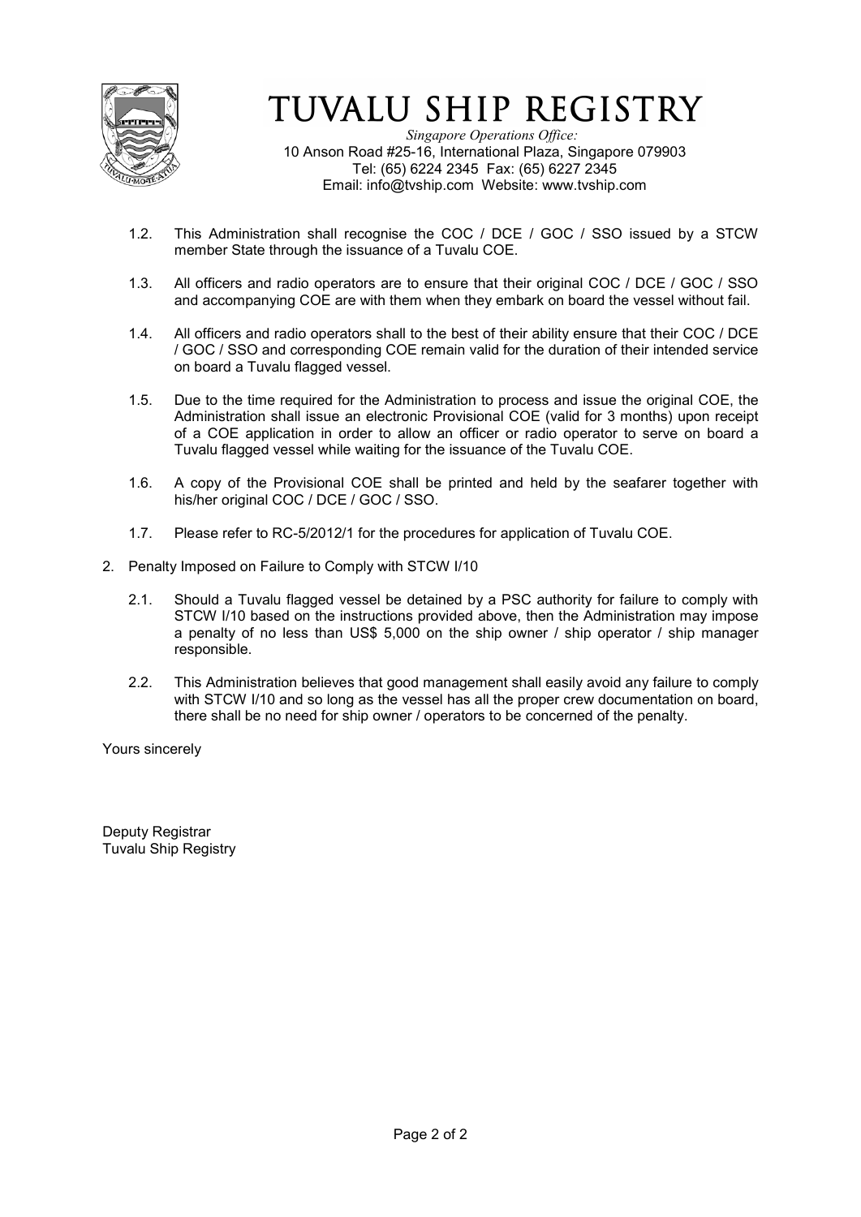# TUVALU SHIP REGISTRY

*Singapore Operations Office:*
10 Anson Road #25-16, International Plaza, Singapore 079903
Tel: (65) 6224 2345 Fax: (65) 6227 2345
Email: info@tvship.com Website: www.tvship.com

1.2. This Administration shall recognise the COC / DCE / GOC / SSO issued by a STCW member State through the issuance of a Tuvalu COE.

1.3. All officers and radio operators are to ensure that their original COC / DCE / GOC / SSO and accompanying COE are with them when they embark on board the vessel without fail.

1.4. All officers and radio operators shall to the best of their ability ensure that their COC / DCE / GOC / SSO and corresponding COE remain valid for the duration of their intended service on board a Tuvalu flagged vessel.

1.5. Due to the time required for the Administration to process and issue the original COE, the Administration shall issue an electronic Provisional COE (valid for 3 months) upon receipt of a COE application in order to allow an officer or radio operator to serve on board a Tuvalu flagged vessel while waiting for the issuance of the Tuvalu COE.

1.6. A copy of the Provisional COE shall be printed and held by the seafarer together with his/her original COC / DCE / GOC / SSO.

1.7. Please refer to RC-5/2012/1 for the procedures for application of Tuvalu COE.

2. Penalty Imposed on Failure to Comply with STCW I/10

2.1. Should a Tuvalu flagged vessel be detained by a PSC authority for failure to comply with STCW I/10 based on the instructions provided above, then the Administration may impose a penalty of no less than US$ 5,000 on the ship owner / ship operator / ship manager responsible.

2.2. This Administration believes that good management shall easily avoid any failure to comply with STCW I/10 and so long as the vessel has all the proper crew documentation on board, there shall be no need for ship owner / operators to be concerned of the penalty.

Yours sincerely

Deputy Registrar
Tuvalu Ship Registry